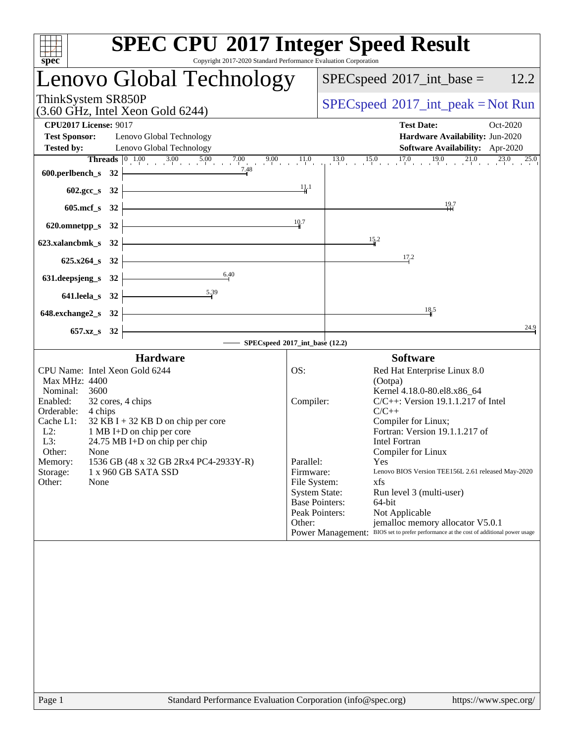# SPEC CPU 2017 Integer Speed Result

Copyright 2017-2020 Standard Performance Evaluation Corporation

## Lenovo Global Technology

ThinkSystem SR850P
(3.60 GHz, Intel Xeon Gold 6244)

SPECspeed 2017_int_base = 12.2

SPECspeed 2017_int_peak = Not Run

**CPU2017 License:** 9017
**Test Sponsor:** Lenovo Global Technology
**Tested by:** Lenovo Global Technology

**Test Date:** Oct-2020
**Hardware Availability:** Jun-2020
**Software Availability:** Apr-2020

| Benchmark | Threads | SPECspeed 2017_int_base (12.2) |
|---|---|---|
| 600.perlbench_s | 32 | 7.48 |
| 602.gcc_s | 32 | 11.1 |
| 605.mcf_s | 32 | 19.7 |
| 620.omnetpp_s | 32 | 10.7 |
| 623.xalancbmk_s | 32 | 15.2 |
| 625.x264_s | 32 | 17.2 |
| 631.deepsjeng_s | 32 | 6.40 |
| 641.leela_s | 32 | 5.39 |
| 648.exchange2_s | 32 | 18.5 |
| 657.xz_s | 32 | 24.9 |

## Hardware

| | |
|---|---|
| CPU Name: | Intel Xeon Gold 6244 |
| Max MHz: | 4400 |
| Nominal: | 3600 |
| Enabled: | 32 cores, 4 chips |
| Orderable: | 4 chips |
| Cache L1: | 32 KB I + 32 KB D on chip per core |
| L2: | 1 MB I+D on chip per core |
| L3: | 24.75 MB I+D on chip per chip |
| Other: | None |
| Memory: | 1536 GB (48 x 32 GB 2Rx4 PC4-2933Y-R) |
| Storage: | 1 x 960 GB SATA SSD |
| Other: | None |

## Software

| | |
|---|---|
| OS: | Red Hat Enterprise Linux 8.0 (Ootpa) Kernel 4.18.0-80.el8.x86_64 |
| Compiler: | C/C++: Version 19.1.1.217 of Intel C/C++ Compiler for Linux; Fortran: Version 19.1.1.217 of Intel Fortran Compiler for Linux |
| Parallel: | Yes |
| Firmware: | Lenovo BIOS Version TEE156L 2.61 released May-2020 |
| File System: | xfs |
| System State: | Run level 3 (multi-user) |
| Base Pointers: | 64-bit |
| Peak Pointers: | Not Applicable |
| Other: | jemalloc memory allocator V5.0.1 |
| Power Management: | BIOS set to prefer performance at the cost of additional power usage |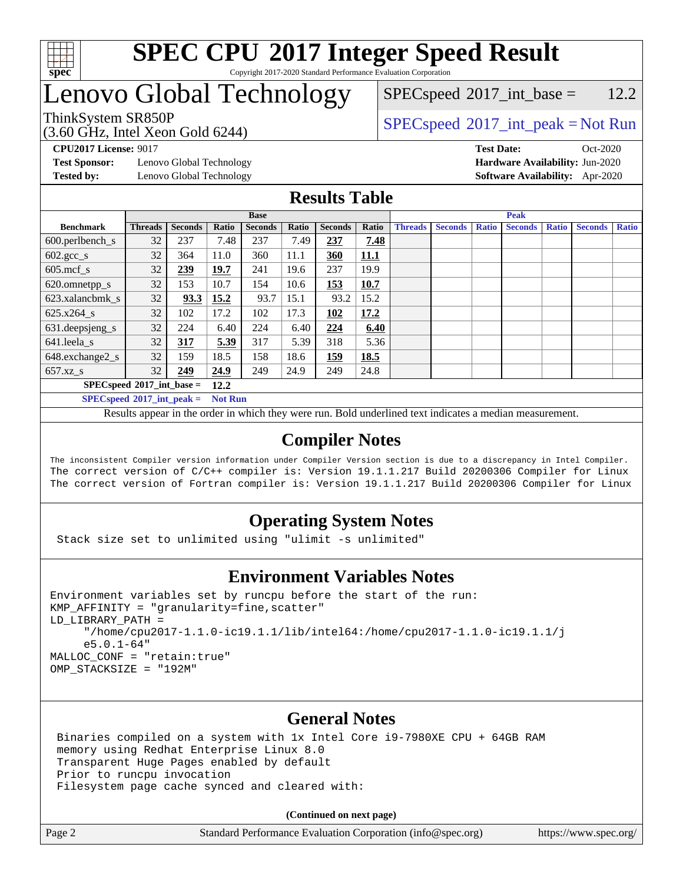# SPEC CPU 2017 Integer Speed Result

Copyright 2017-2020 Standard Performance Evaluation Corporation

# Lenovo Global Technology

ThinkSystem SR850P
(3.60 GHz, Intel Xeon Gold 6244)

SPECspeed 2017_int_base = 12.2

SPECspeed 2017_int_peak = Not Run

**CPU2017 License:** 9017
**Test Sponsor:** Lenovo Global Technology
**Tested by:** Lenovo Global Technology

**Test Date:** Oct-2020
**Hardware Availability:** Jun-2020
**Software Availability:** Apr-2020

## Results Table

| Benchmark | Base | | | | | | | Peak | | | | | | |
|---|---|---|---|---|---|---|---|---|---|---|---|---|---|---|
| | Threads | Seconds | Ratio | Seconds | Ratio | Seconds | Ratio | Threads | Seconds | Ratio | Seconds | Ratio | Seconds | Ratio |
| 600.perlbench_s | 32 | 237 | 7.48 | 237 | 7.49 | **237** | **7.48** | | | | | | | |
| 602.gcc_s | 32 | 364 | 11.0 | 360 | 11.1 | **360** | **11.1** | | | | | | | |
| 605.mcf_s | 32 | **239** | **19.7** | 241 | 19.6 | 237 | 19.9 | | | | | | | |
| 620.omnetpp_s | 32 | 153 | 10.7 | 154 | 10.6 | **153** | **10.7** | | | | | | | |
| 623.xalancbmk_s | 32 | **93.3** | **15.2** | 93.7 | 15.1 | 93.2 | 15.2 | | | | | | | |
| 625.x264_s | 32 | 102 | 17.2 | 102 | 17.3 | **102** | **17.2** | | | | | | | |
| 631.deepsjeng_s | 32 | 224 | 6.40 | 224 | 6.40 | **224** | **6.40** | | | | | | | |
| 641.leela_s | 32 | **317** | **5.39** | 317 | 5.39 | 318 | 5.36 | | | | | | | |
| 648.exchange2_s | 32 | 159 | 18.5 | 158 | 18.6 | **159** | **18.5** | | | | | | | |
| 657.xz_s | 32 | **249** | **24.9** | 249 | 24.9 | 249 | 24.8 | | | | | | | |

**SPECspeed 2017_int_base = 12.2**

**SPECspeed 2017_int_peak = Not Run**

Results appear in the order in which they were run. Bold underlined text indicates a median measurement.

## Compiler Notes

```
The inconsistent Compiler version information under Compiler Version section is due to a discrepancy in Intel Compiler.
The correct version of C/C++ compiler is: Version 19.1.1.217 Build 20200306 Compiler for Linux
The correct version of Fortran compiler is: Version 19.1.1.217 Build 20200306 Compiler for Linux
```

## Operating System Notes

```
Stack size set to unlimited using "ulimit -s unlimited"
```

## Environment Variables Notes

```
Environment variables set by runcpu before the start of the run:
KMP_AFFINITY = "granularity=fine,scatter"
LD_LIBRARY_PATH =
     "/home/cpu2017-1.1.0-ic19.1.1/lib/intel64:/home/cpu2017-1.1.0-ic19.1.1/j
     e5.0.1-64"
MALLOC_CONF = "retain:true"
OMP_STACKSIZE = "192M"
```

## General Notes

```
Binaries compiled on a system with 1x Intel Core i9-7980XE CPU + 64GB RAM
memory using Redhat Enterprise Linux 8.0
Transparent Huge Pages enabled by default
Prior to runcpu invocation
Filesystem page cache synced and cleared with:
```

**(Continued on next page)**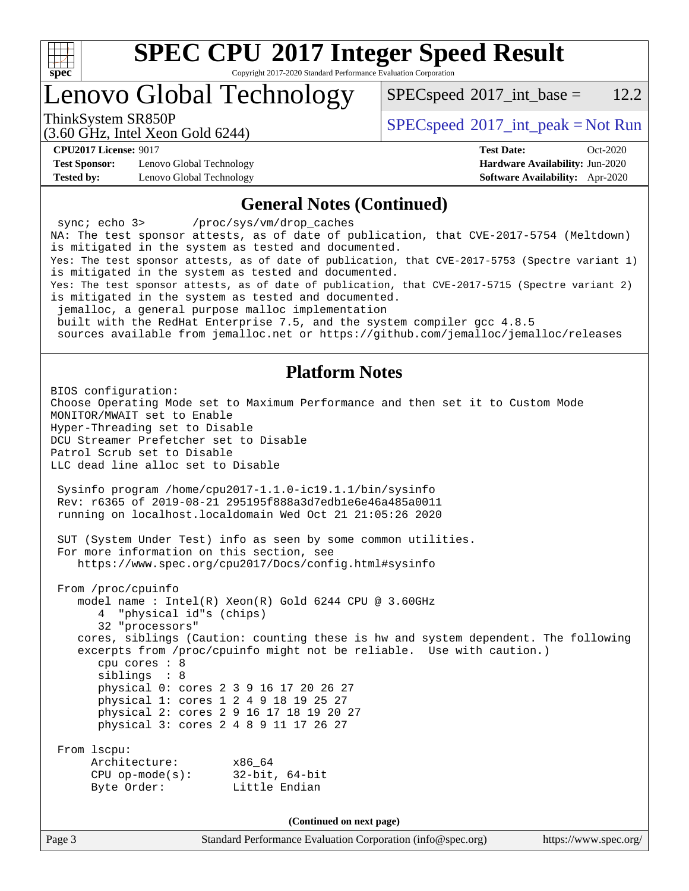# SPEC CPU 2017 Integer Speed Result

Copyright 2017-2020 Standard Performance Evaluation Corporation

## Lenovo Global Technology

ThinkSystem SR850P
(3.60 GHz, Intel Xeon Gold 6244)

SPECspeed 2017_int_base = 12.2

SPECspeed 2017_int_peak = Not Run

**CPU2017 License:** 9017
**Test Sponsor:** Lenovo Global Technology
**Tested by:** Lenovo Global Technology

**Test Date:** Oct-2020
**Hardware Availability:** Jun-2020
**Software Availability:** Apr-2020

### General Notes (Continued)

```
 sync; echo 3>       /proc/sys/vm/drop_caches
NA: The test sponsor attests, as of date of publication, that CVE-2017-5754 (Meltdown)
is mitigated in the system as tested and documented.
Yes: The test sponsor attests, as of date of publication, that CVE-2017-5753 (Spectre variant 1)
is mitigated in the system as tested and documented.
Yes: The test sponsor attests, as of date of publication, that CVE-2017-5715 (Spectre variant 2)
is mitigated in the system as tested and documented.
 jemalloc, a general purpose malloc implementation
 built with the RedHat Enterprise 7.5, and the system compiler gcc 4.8.5
 sources available from jemalloc.net or https://github.com/jemalloc/jemalloc/releases
```

### Platform Notes

```
BIOS configuration:
Choose Operating Mode set to Maximum Performance and then set it to Custom Mode
MONITOR/MWAIT set to Enable
Hyper-Threading set to Disable
DCU Streamer Prefetcher set to Disable
Patrol Scrub set to Disable
LLC dead line alloc set to Disable

 Sysinfo program /home/cpu2017-1.1.0-ic19.1.1/bin/sysinfo
 Rev: r6365 of 2019-08-21 295195f888a3d7edb1e6e46a485a0011
 running on localhost.localdomain Wed Oct 21 21:05:26 2020

 SUT (System Under Test) info as seen by some common utilities.
 For more information on this section, see
    https://www.spec.org/cpu2017/Docs/config.html#sysinfo

 From /proc/cpuinfo
    model name : Intel(R) Xeon(R) Gold 6244 CPU @ 3.60GHz
       4  "physical id"s (chips)
       32 "processors"
    cores, siblings (Caution: counting these is hw and system dependent. The following
    excerpts from /proc/cpuinfo might not be reliable.  Use with caution.)
       cpu cores : 8
       siblings  : 8
       physical 0: cores 2 3 9 16 17 20 26 27
       physical 1: cores 1 2 4 9 18 19 25 27
       physical 2: cores 2 9 16 17 18 19 20 27
       physical 3: cores 2 4 8 9 11 17 26 27

 From lscpu:
      Architecture:        x86_64
      CPU op-mode(s):      32-bit, 64-bit
      Byte Order:          Little Endian
```

(Continued on next page)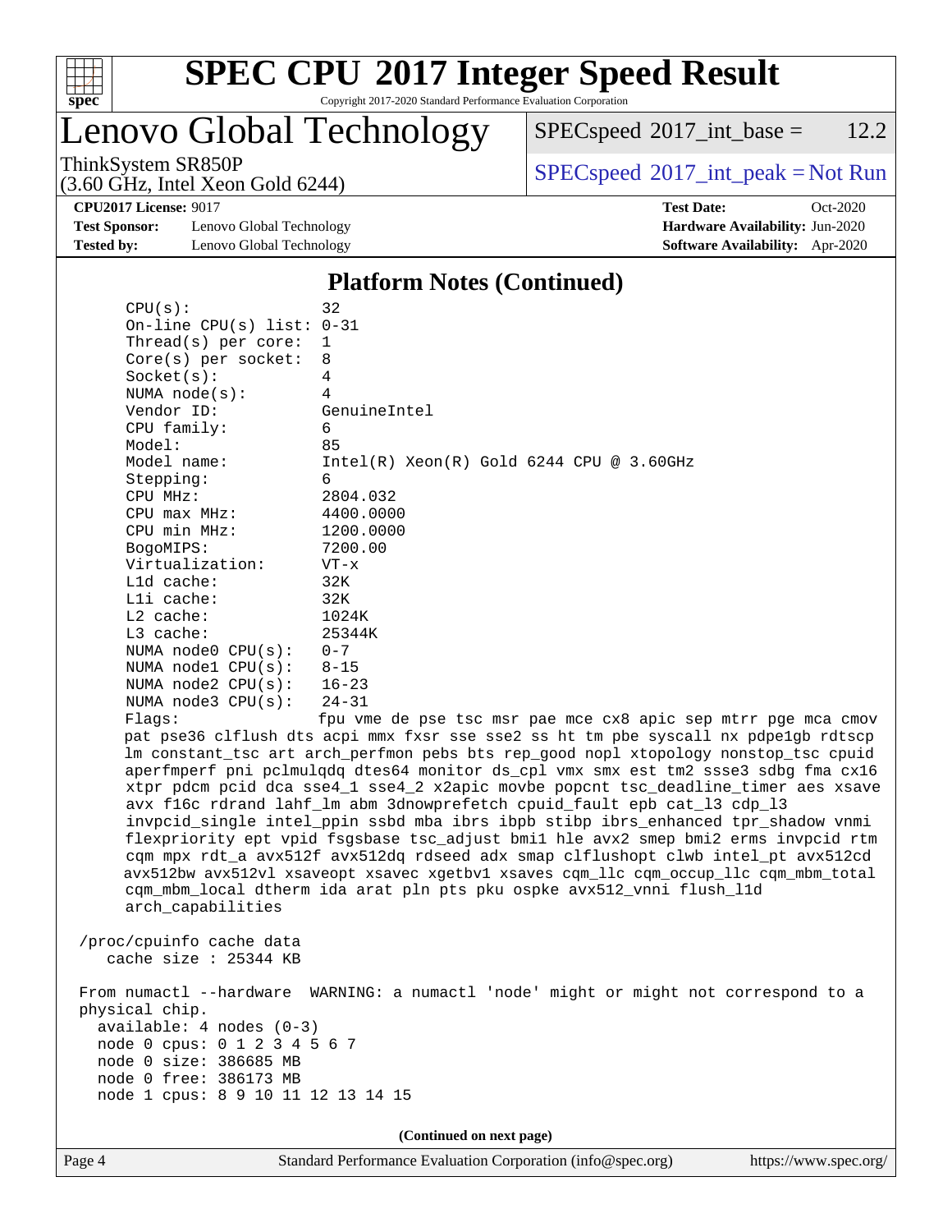## Platform Notes (Continued)

```
    CPU(s):                32
    On-line CPU(s) list:   0-31
    Thread(s) per core:    1
    Core(s) per socket:    8
    Socket(s):             4
    NUMA node(s):          4
    Vendor ID:             GenuineIntel
    CPU family:            6
    Model:                 85
    Model name:            Intel(R) Xeon(R) Gold 6244 CPU @ 3.60GHz
    Stepping:              6
    CPU MHz:               2804.032
    CPU max MHz:           4400.0000
    CPU min MHz:           1200.0000
    BogoMIPS:              7200.00
    Virtualization:        VT-x
    L1d cache:             32K
    L1i cache:             32K
    L2 cache:              1024K
    L3 cache:              25344K
    NUMA node0 CPU(s):     0-7
    NUMA node1 CPU(s):     8-15
    NUMA node2 CPU(s):     16-23
    NUMA node3 CPU(s):     24-31
    Flags:                 fpu vme de pse tsc msr pae mce cx8 apic sep mtrr pge mca cmov
    pat pse36 clflush dts acpi mmx fxsr sse sse2 ss ht tm pbe syscall nx pdpe1gb rdtscp
    lm constant_tsc art arch_perfmon pebs bts rep_good nopl xtopology nonstop_tsc cpuid
    aperfmperf pni pclmulqdq dtes64 monitor ds_cpl vmx smx est tm2 ssse3 sdbg fma cx16
    xtpr pdcm pcid dca sse4_1 sse4_2 x2apic movbe popcnt tsc_deadline_timer aes xsave
    avx f16c rdrand lahf_lm abm 3dnowprefetch cpuid_fault epb cat_l3 cdp_l3
    invpcid_single intel_ppin ssbd mba ibrs ibpb stibp ibrs_enhanced tpr_shadow vnmi
    flexpriority ept vpid fsgsbase tsc_adjust bmi1 hle avx2 smep bmi2 erms invpcid rtm
    cqm mpx rdt_a avx512f avx512dq rdseed adx smap clflushopt clwb intel_pt avx512cd
    avx512bw avx512vl xsaveopt xsavec xgetbv1 xsaves cqm_llc cqm_occup_llc cqm_mbm_total
    cqm_mbm_local dtherm ida arat pln pts pku ospke avx512_vnni flush_l1d
    arch_capabilities

 /proc/cpuinfo cache data
    cache size : 25344 KB

 From numactl --hardware  WARNING: a numactl 'node' might or might not correspond to a
 physical chip.
   available: 4 nodes (0-3)
   node 0 cpus: 0 1 2 3 4 5 6 7
   node 0 size: 386685 MB
   node 0 free: 386173 MB
   node 1 cpus: 8 9 10 11 12 13 14 15
```

(Continued on next page)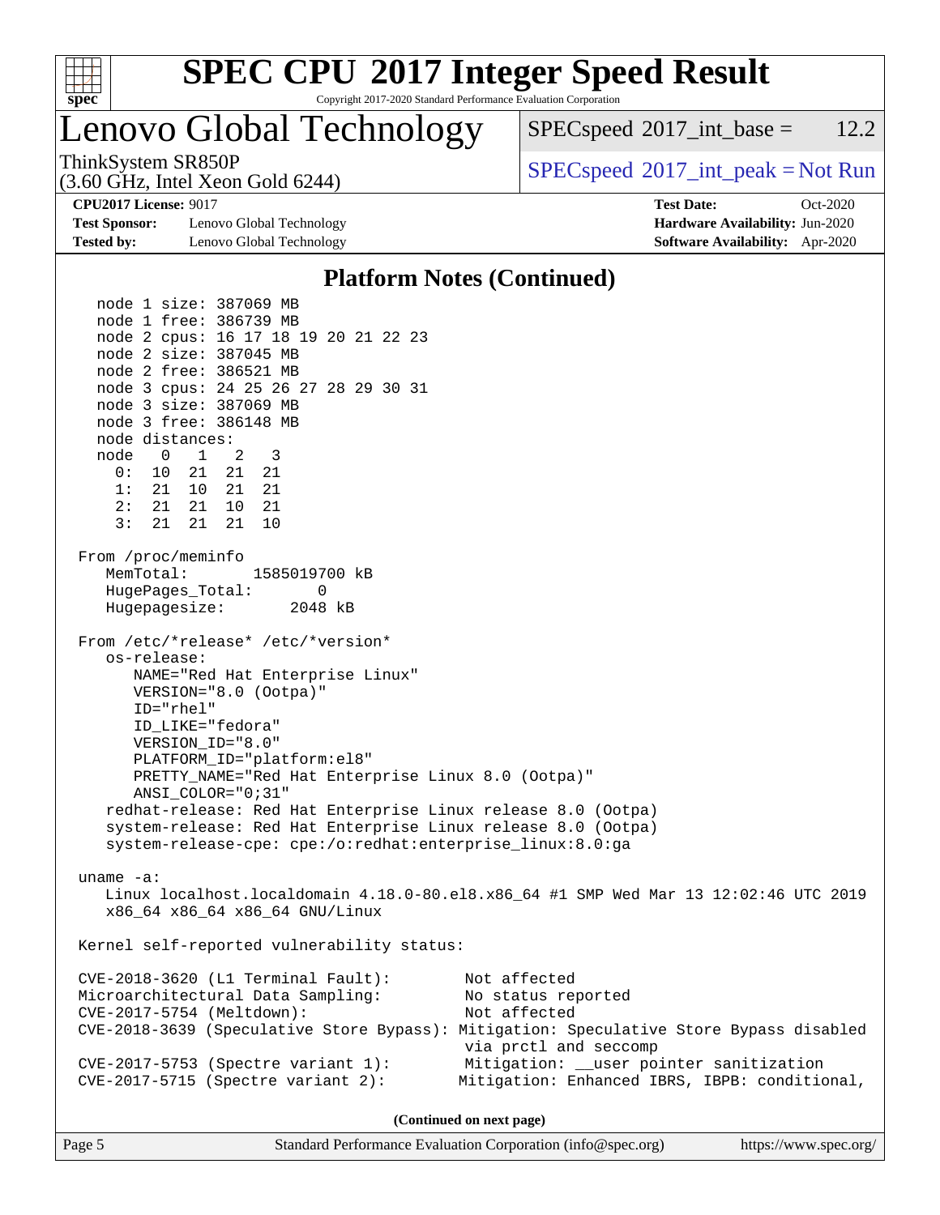## Platform Notes (Continued)

```
  node 1 size: 387069 MB
  node 1 free: 386739 MB
  node 2 cpus: 16 17 18 19 20 21 22 23
  node 2 size: 387045 MB
  node 2 free: 386521 MB
  node 3 cpus: 24 25 26 27 28 29 30 31
  node 3 size: 387069 MB
  node 3 free: 386148 MB
  node distances:
  node   0   1   2   3
    0:  10  21  21  21
    1:  21  10  21  21
    2:  21  21  10  21
    3:  21  21  21  10

From /proc/meminfo
   MemTotal:       1585019700 kB
   HugePages_Total:       0
   Hugepagesize:       2048 kB

From /etc/*release* /etc/*version*
   os-release:
      NAME="Red Hat Enterprise Linux"
      VERSION="8.0 (Ootpa)"
      ID="rhel"
      ID_LIKE="fedora"
      VERSION_ID="8.0"
      PLATFORM_ID="platform:el8"
      PRETTY_NAME="Red Hat Enterprise Linux 8.0 (Ootpa)"
      ANSI_COLOR="0;31"
   redhat-release: Red Hat Enterprise Linux release 8.0 (Ootpa)
   system-release: Red Hat Enterprise Linux release 8.0 (Ootpa)
   system-release-cpe: cpe:/o:redhat:enterprise_linux:8.0:ga

uname -a:
   Linux localhost.localdomain 4.18.0-80.el8.x86_64 #1 SMP Wed Mar 13 12:02:46 UTC 2019
   x86_64 x86_64 x86_64 GNU/Linux

Kernel self-reported vulnerability status:

CVE-2018-3620 (L1 Terminal Fault):         Not affected
Microarchitectural Data Sampling:          No status reported
CVE-2017-5754 (Meltdown):                  Not affected
CVE-2018-3639 (Speculative Store Bypass): Mitigation: Speculative Store Bypass disabled
                                           via prctl and seccomp
CVE-2017-5753 (Spectre variant 1):         Mitigation: __user pointer sanitization
CVE-2017-5715 (Spectre variant 2):        Mitigation: Enhanced IBRS, IBPB: conditional,
```

**(Continued on next page)**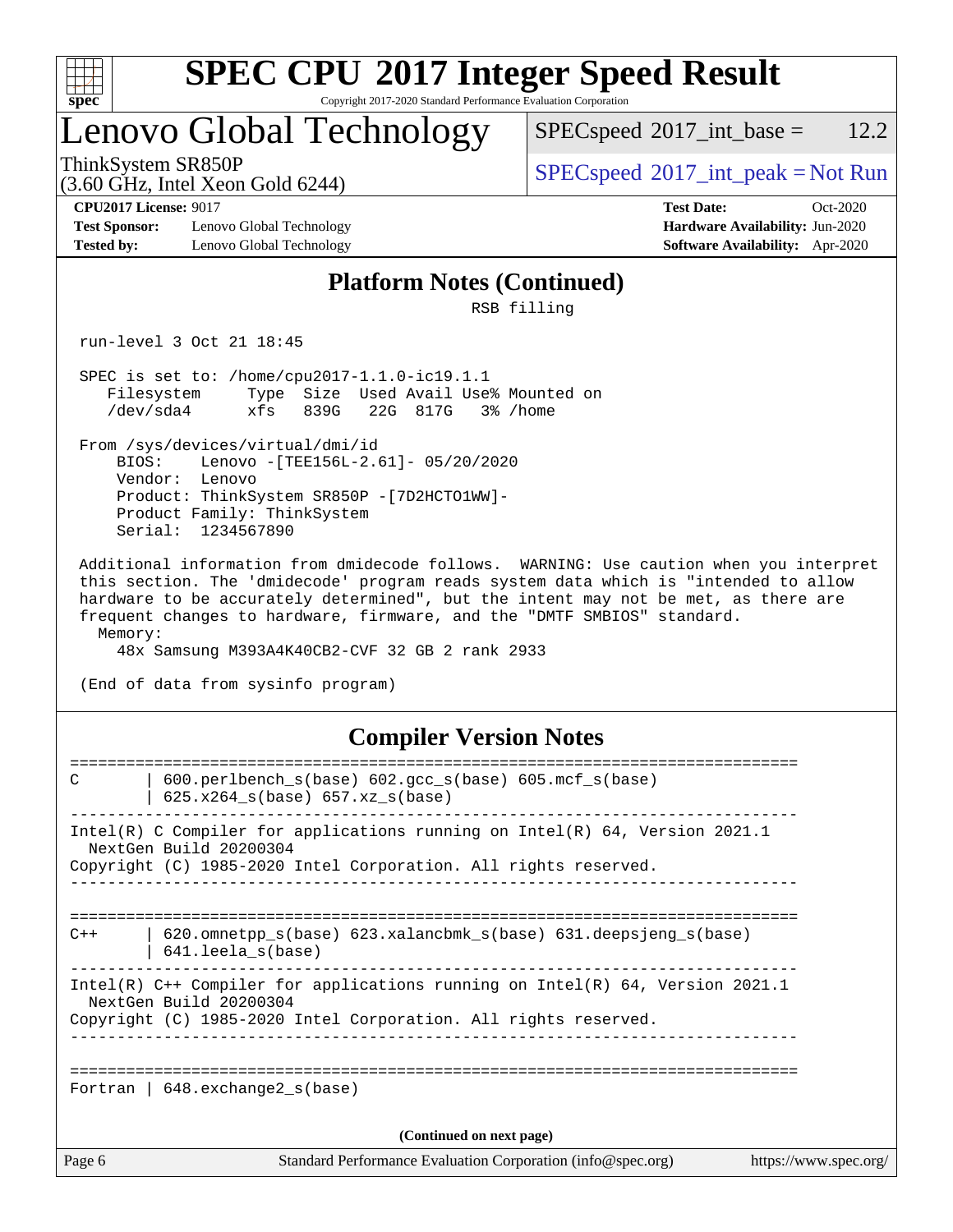# SPEC CPU 2017 Integer Speed Result

Copyright 2017-2020 Standard Performance Evaluation Corporation

## Lenovo Global Technology

ThinkSystem SR850P
(3.60 GHz, Intel Xeon Gold 6244)

SPECspeed 2017_int_base = 12.2

SPECspeed 2017_int_peak = Not Run

**CPU2017 License:** 9017
**Test Sponsor:** Lenovo Global Technology
**Tested by:** Lenovo Global Technology

**Test Date:** Oct-2020
**Hardware Availability:** Jun-2020
**Software Availability:** Apr-2020

### Platform Notes (Continued)

```
                                RSB filling

 run-level 3 Oct 21 18:45

 SPEC is set to: /home/cpu2017-1.1.0-ic19.1.1
    Filesystem     Type  Size  Used Avail Use% Mounted on
    /dev/sda4      xfs   839G   22G  817G   3% /home

 From /sys/devices/virtual/dmi/id
     BIOS:    Lenovo -[TEE156L-2.61]- 05/20/2020
     Vendor:  Lenovo
     Product: ThinkSystem SR850P -[7D2HCTO1WW]-
     Product Family: ThinkSystem
     Serial:  1234567890

 Additional information from dmidecode follows.  WARNING: Use caution when you interpret
 this section. The 'dmidecode' program reads system data which is "intended to allow
 hardware to be accurately determined", but the intent may not be met, as there are
 frequent changes to hardware, firmware, and the "DMTF SMBIOS" standard.
   Memory:
     48x Samsung M393A4K40CB2-CVF 32 GB 2 rank 2933

 (End of data from sysinfo program)
```

### Compiler Version Notes

```
==============================================================================
C       | 600.perlbench_s(base) 602.gcc_s(base) 605.mcf_s(base)
        | 625.x264_s(base) 657.xz_s(base)
------------------------------------------------------------------------------
Intel(R) C Compiler for applications running on Intel(R) 64, Version 2021.1
  NextGen Build 20200304
Copyright (C) 1985-2020 Intel Corporation. All rights reserved.
------------------------------------------------------------------------------

==============================================================================
C++     | 620.omnetpp_s(base) 623.xalancbmk_s(base) 631.deepsjeng_s(base)
        | 641.leela_s(base)
------------------------------------------------------------------------------
Intel(R) C++ Compiler for applications running on Intel(R) 64, Version 2021.1
  NextGen Build 20200304
Copyright (C) 1985-2020 Intel Corporation. All rights reserved.
------------------------------------------------------------------------------

==============================================================================
Fortran | 648.exchange2_s(base)
```

(Continued on next page)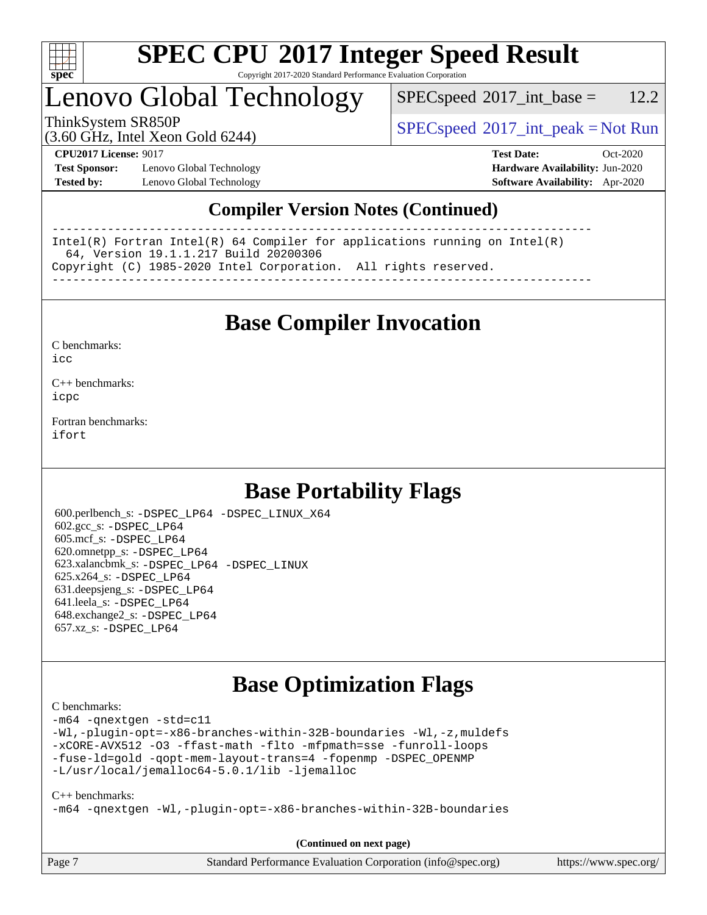## Compiler Version Notes (Continued)

```
------------------------------------------------------------------------------
Intel(R) Fortran Intel(R) 64 Compiler for applications running on Intel(R)
  64, Version 19.1.1.217 Build 20200306
Copyright (C) 1985-2020 Intel Corporation.  All rights reserved.
------------------------------------------------------------------------------
```

## Base Compiler Invocation

C benchmarks:
icc

C++ benchmarks:
icpc

Fortran benchmarks:
ifort

## Base Portability Flags

600.perlbench_s: -DSPEC_LP64 -DSPEC_LINUX_X64
602.gcc_s: -DSPEC_LP64
605.mcf_s: -DSPEC_LP64
620.omnetpp_s: -DSPEC_LP64
623.xalancbmk_s: -DSPEC_LP64 -DSPEC_LINUX
625.x264_s: -DSPEC_LP64
631.deepsjeng_s: -DSPEC_LP64
641.leela_s: -DSPEC_LP64
648.exchange2_s: -DSPEC_LP64
657.xz_s: -DSPEC_LP64

## Base Optimization Flags

C benchmarks:
-m64 -qnextgen -std=c11
-Wl,-plugin-opt=-x86-branches-within-32B-boundaries -Wl,-z,muldefs
-xCORE-AVX512 -O3 -ffast-math -flto -mfpmath=sse -funroll-loops
-fuse-ld=gold -qopt-mem-layout-trans=4 -fopenmp -DSPEC_OPENMP
-L/usr/local/jemalloc64-5.0.1/lib -ljemalloc

C++ benchmarks:
-m64 -qnextgen -Wl,-plugin-opt=-x86-branches-within-32B-boundaries

**(Continued on next page)**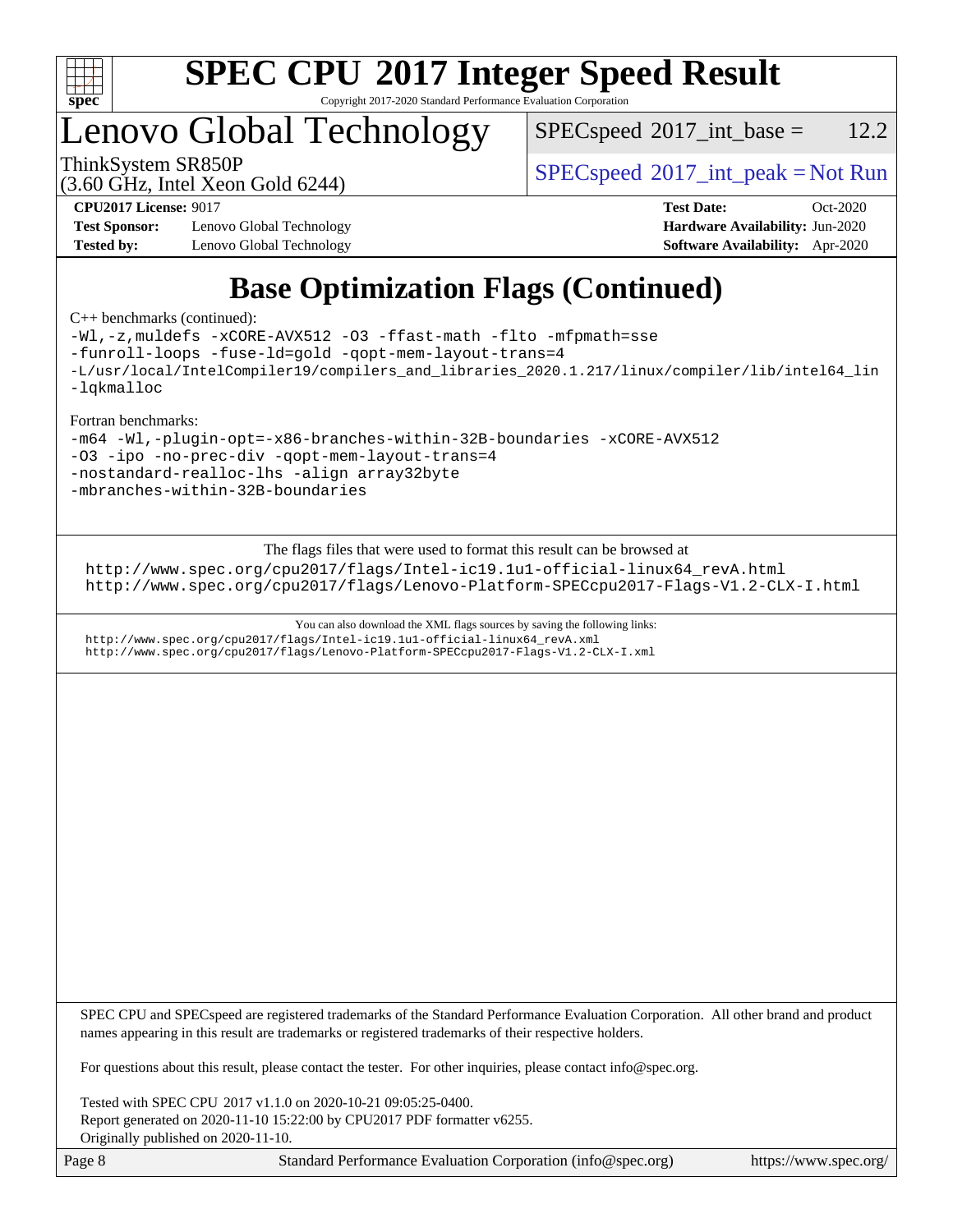# Base Optimization Flags (Continued)

C++ benchmarks (continued):

```
-Wl,-z,muldefs -xCORE-AVX512 -O3 -ffast-math -flto -mfpmath=sse
-funroll-loops -fuse-ld=gold -qopt-mem-layout-trans=4
-L/usr/local/IntelCompiler19/compilers_and_libraries_2020.1.217/linux/compiler/lib/intel64_lin
-lqkmalloc
```

Fortran benchmarks:

```
-m64 -Wl,-plugin-opt=-x86-branches-within-32B-boundaries -xCORE-AVX512
-O3 -ipo -no-prec-div -qopt-mem-layout-trans=4
-nostandard-realloc-lhs -align array32byte
-mbranches-within-32B-boundaries
```

The flags files that were used to format this result can be browsed at

http://www.spec.org/cpu2017/flags/Intel-ic19.1u1-official-linux64_revA.html
http://www.spec.org/cpu2017/flags/Lenovo-Platform-SPECcpu2017-Flags-V1.2-CLX-I.html

You can also download the XML flags sources by saving the following links:

http://www.spec.org/cpu2017/flags/Intel-ic19.1u1-official-linux64_revA.xml
http://www.spec.org/cpu2017/flags/Lenovo-Platform-SPECcpu2017-Flags-V1.2-CLX-I.xml

SPEC CPU and SPECspeed are registered trademarks of the Standard Performance Evaluation Corporation. All other brand and product names appearing in this result are trademarks or registered trademarks of their respective holders.

For questions about this result, please contact the tester. For other inquiries, please contact info@spec.org.

Tested with SPEC CPU 2017 v1.1.0 on 2020-10-21 09:05:25-0400.
Report generated on 2020-11-10 15:22:00 by CPU2017 PDF formatter v6255.
Originally published on 2020-11-10.